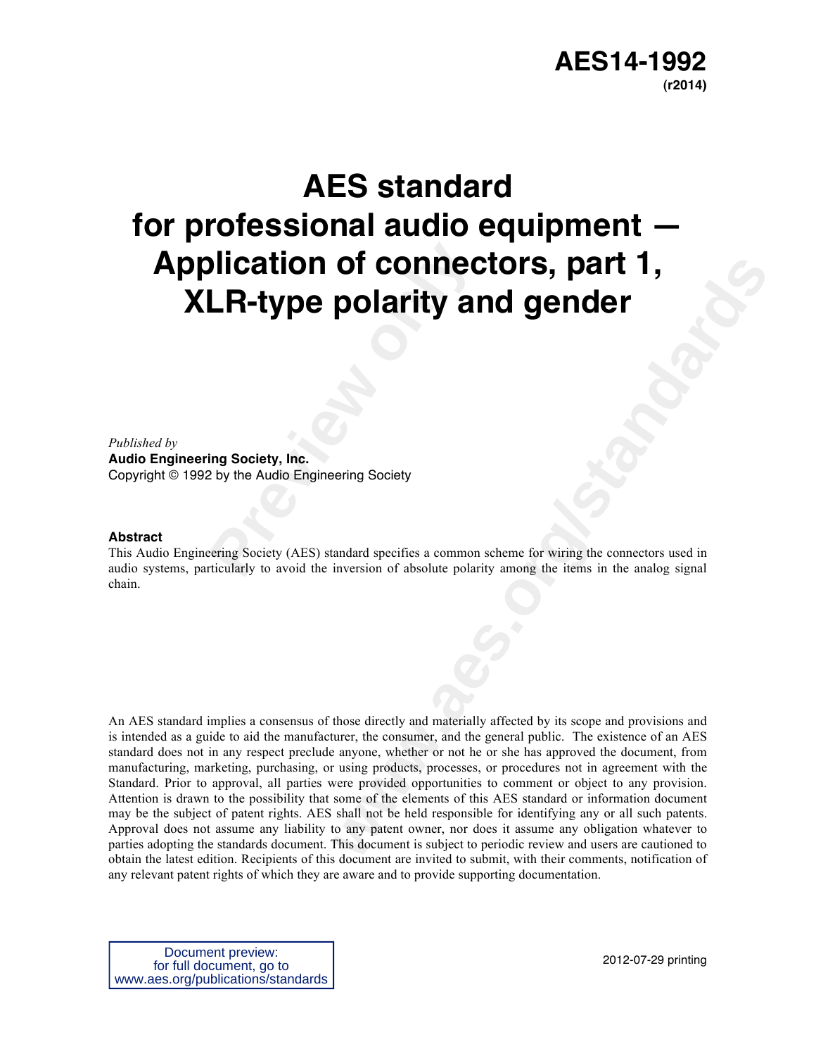**AES14-1992**
**(r2014)**

# AES standard for professional audio equipment — Application of connectors, part 1, XLR-type polarity and gender

*Published by*
**Audio Engineering Society, Inc.**
Copyright © 1992 by the Audio Engineering Society

**Abstract**

This Audio Engineering Society (AES) standard specifies a common scheme for wiring the connectors used in audio systems, particularly to avoid the inversion of absolute polarity among the items in the analog signal chain.

An AES standard implies a consensus of those directly and materially affected by its scope and provisions and is intended as a guide to aid the manufacturer, the consumer, and the general public. The existence of an AES standard does not in any respect preclude anyone, whether or not he or she has approved the document, from manufacturing, marketing, purchasing, or using products, processes, or procedures not in agreement with the Standard. Prior to approval, all parties were provided opportunities to comment or object to any provision. Attention is drawn to the possibility that some of the elements of this AES standard or information document may be the subject of patent rights. AES shall not be held responsible for identifying any or all such patents. Approval does not assume any liability to any patent owner, nor does it assume any obligation whatever to parties adopting the standards document. This document is subject to periodic review and users are cautioned to obtain the latest edition. Recipients of this document are invited to submit, with their comments, notification of any relevant patent rights of which they are aware and to provide supporting documentation.

Document preview:
for full document, go to
www.aes.org/publications/standards

2012-07-29 printing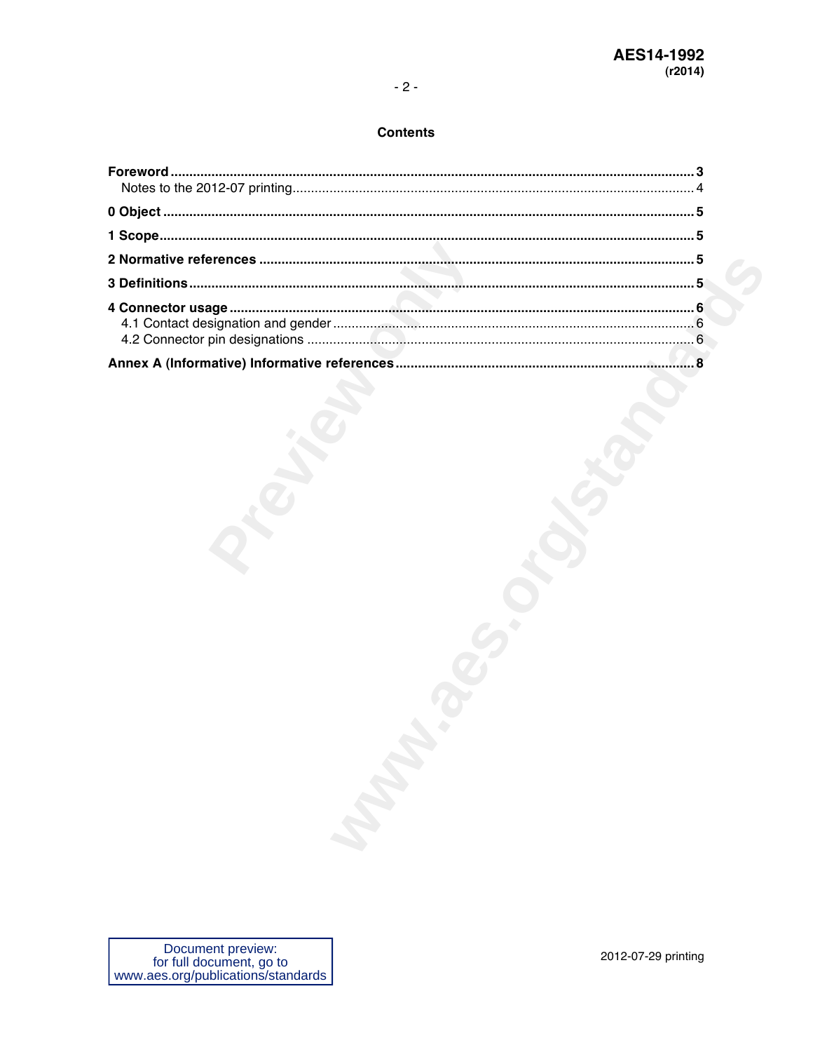## Contents

**Foreword** ..... **3**
  Notes to the 2012-07 printing ..... 4

**0 Object** ..... **5**

**1 Scope** ..... **5**

**2 Normative references** ..... **5**

**3 Definitions** ..... **5**

**4 Connector usage** ..... **6**
  4.1 Contact designation and gender ..... 6
  4.2 Connector pin designations ..... 6

**Annex A (Informative) Informative references** ..... **8**

Document preview:
for full document, go to
www.aes.org/publications/standards

2012-07-29 printing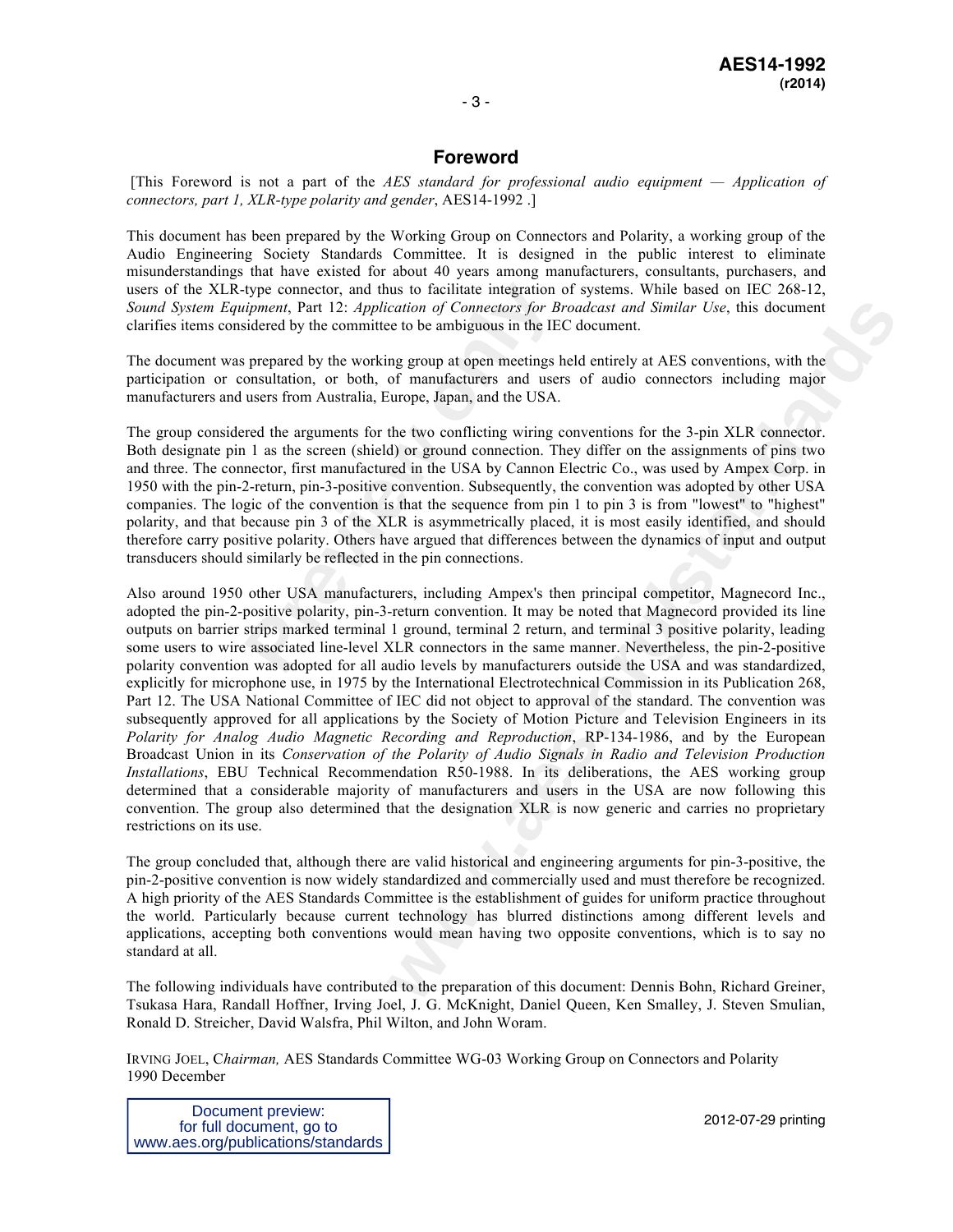# Foreword

[This Foreword is not a part of the *AES standard for professional audio equipment — Application of connectors, part 1, XLR-type polarity and gender*, AES14-1992 .]

This document has been prepared by the Working Group on Connectors and Polarity, a working group of the Audio Engineering Society Standards Committee. It is designed in the public interest to eliminate misunderstandings that have existed for about 40 years among manufacturers, consultants, purchasers, and users of the XLR-type connector, and thus to facilitate integration of systems. While based on IEC 268-12, *Sound System Equipment*, Part 12: *Application of Connectors for Broadcast and Similar Use*, this document clarifies items considered by the committee to be ambiguous in the IEC document.

The document was prepared by the working group at open meetings held entirely at AES conventions, with the participation or consultation, or both, of manufacturers and users of audio connectors including major manufacturers and users from Australia, Europe, Japan, and the USA.

The group considered the arguments for the two conflicting wiring conventions for the 3-pin XLR connector. Both designate pin 1 as the screen (shield) or ground connection. They differ on the assignments of pins two and three. The connector, first manufactured in the USA by Cannon Electric Co., was used by Ampex Corp. in 1950 with the pin-2-return, pin-3-positive convention. Subsequently, the convention was adopted by other USA companies. The logic of the convention is that the sequence from pin 1 to pin 3 is from "lowest" to "highest" polarity, and that because pin 3 of the XLR is asymmetrically placed, it is most easily identified, and should therefore carry positive polarity. Others have argued that differences between the dynamics of input and output transducers should similarly be reflected in the pin connections.

Also around 1950 other USA manufacturers, including Ampex's then principal competitor, Magnecord Inc., adopted the pin-2-positive polarity, pin-3-return convention. It may be noted that Magnecord provided its line outputs on barrier strips marked terminal 1 ground, terminal 2 return, and terminal 3 positive polarity, leading some users to wire associated line-level XLR connectors in the same manner. Nevertheless, the pin-2-positive polarity convention was adopted for all audio levels by manufacturers outside the USA and was standardized, explicitly for microphone use, in 1975 by the International Electrotechnical Commission in its Publication 268, Part 12. The USA National Committee of IEC did not object to approval of the standard. The convention was subsequently approved for all applications by the Society of Motion Picture and Television Engineers in its *Polarity for Analog Audio Magnetic Recording and Reproduction*, RP-134-1986, and by the European Broadcast Union in its *Conservation of the Polarity of Audio Signals in Radio and Television Production Installations*, EBU Technical Recommendation R50-1988. In its deliberations, the AES working group determined that a considerable majority of manufacturers and users in the USA are now following this convention. The group also determined that the designation XLR is now generic and carries no proprietary restrictions on its use.

The group concluded that, although there are valid historical and engineering arguments for pin-3-positive, the pin-2-positive convention is now widely standardized and commercially used and must therefore be recognized. A high priority of the AES Standards Committee is the establishment of guides for uniform practice throughout the world. Particularly because current technology has blurred distinctions among different levels and applications, accepting both conventions would mean having two opposite conventions, which is to say no standard at all.

The following individuals have contributed to the preparation of this document: Dennis Bohn, Richard Greiner, Tsukasa Hara, Randall Hoffner, Irving Joel, J. G. McKnight, Daniel Queen, Ken Smalley, J. Steven Smulian, Ronald D. Streicher, David Walsfra, Phil Wilton, and John Woram.

IRVING JOEL, C*hairman,* AES Standards Committee WG-03 Working Group on Connectors and Polarity
1990 December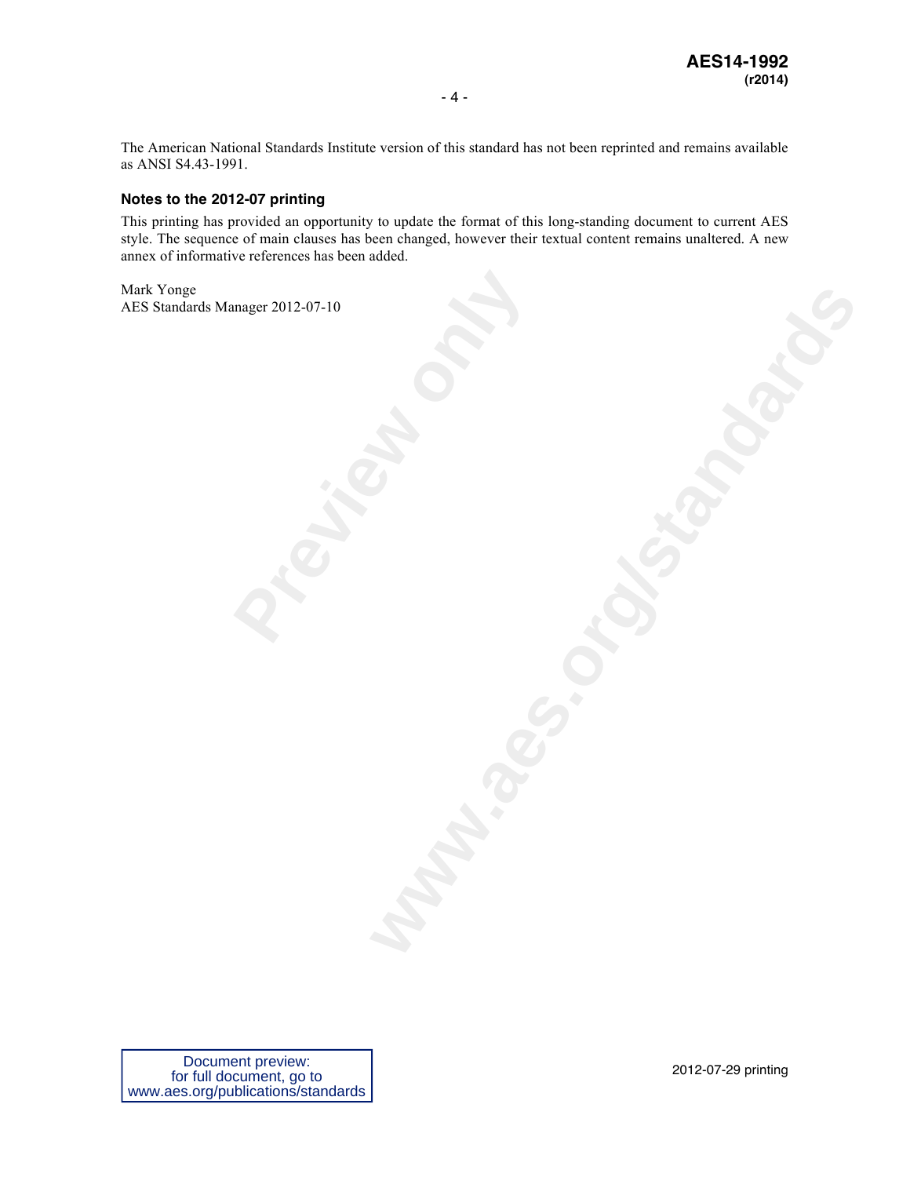The American National Standards Institute version of this standard has not been reprinted and remains available as ANSI S4.43-1991.

### Notes to the 2012-07 printing

This printing has provided an opportunity to update the format of this long-standing document to current AES style. The sequence of main clauses has been changed, however their textual content remains unaltered. A new annex of informative references has been added.

Mark Yonge
AES Standards Manager 2012-07-10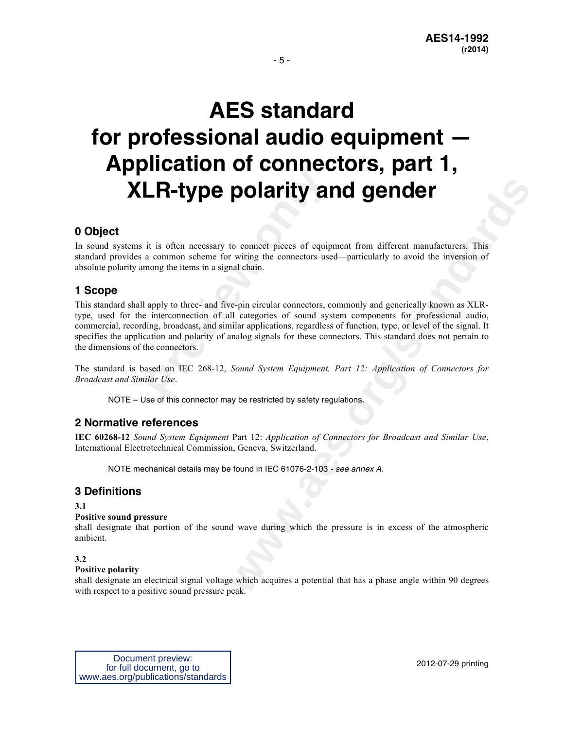# AES standard for professional audio equipment — Application of connectors, part 1, XLR-type polarity and gender

## 0 Object

In sound systems it is often necessary to connect pieces of equipment from different manufacturers. This standard provides a common scheme for wiring the connectors used—particularly to avoid the inversion of absolute polarity among the items in a signal chain.

## 1 Scope

This standard shall apply to three- and five-pin circular connectors, commonly and generically known as XLR-type, used for the interconnection of all categories of sound system components for professional audio, commercial, recording, broadcast, and similar applications, regardless of function, type, or level of the signal. It specifies the application and polarity of analog signals for these connectors. This standard does not pertain to the dimensions of the connectors.

The standard is based on IEC 268-12, *Sound System Equipment, Part 12: Application of Connectors for Broadcast and Similar Use*.

> NOTE – Use of this connector may be restricted by safety regulations.

## 2 Normative references

**IEC 60268-12** *Sound System Equipment* Part 12: *Application of Connectors for Broadcast and Similar Use*, International Electrotechnical Commission, Geneva, Switzerland.

> NOTE mechanical details may be found in IEC 61076-2-103 - *see annex A.*

## 3 Definitions

**3.1**

**Positive sound pressure**

shall designate that portion of the sound wave during which the pressure is in excess of the atmospheric ambient.

**3.2**

**Positive polarity**

shall designate an electrical signal voltage which acquires a potential that has a phase angle within 90 degrees with respect to a positive sound pressure peak.